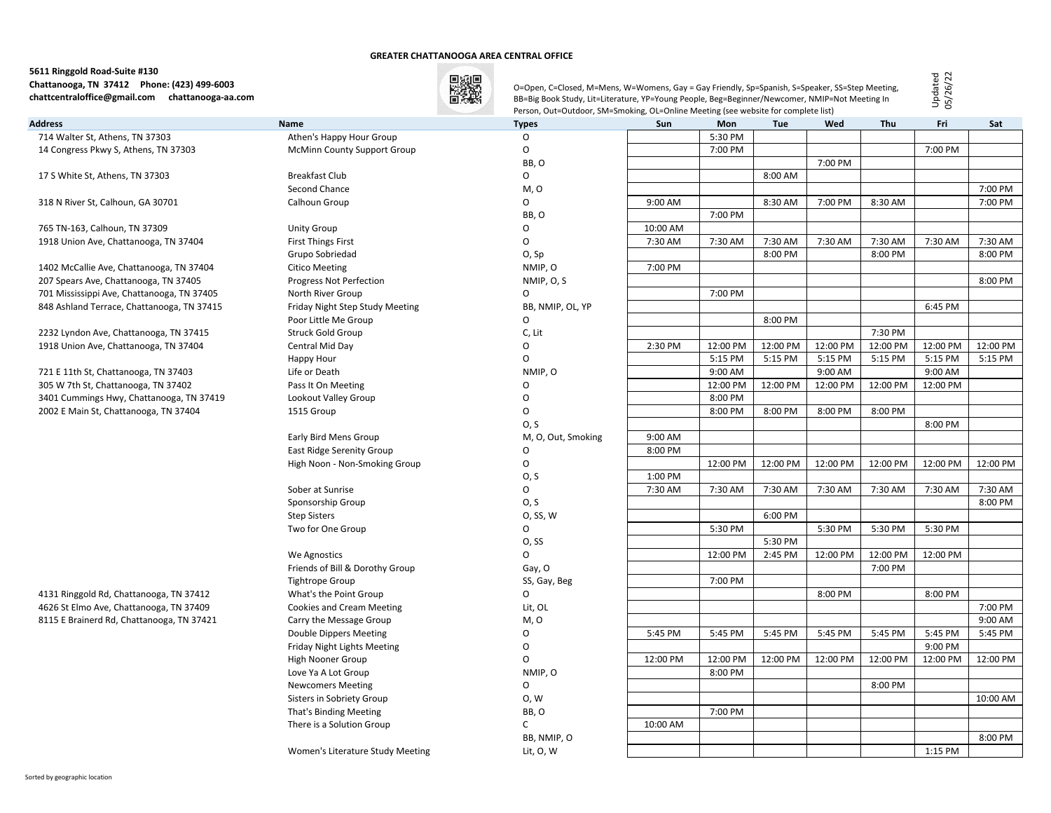## GREATER CHATTANOOGA AREA CENTRAL OFFICE

**5611 Ringgold Road-Suite #130**
**Chattanooga, TN 37412 Phone: (423) 499-6003**
**chattcentraloffice@gmail.com chattanooga-aa.com**

O=Open, C=Closed, M=Mens, W=Womens, Gay = Gay Friendly, Sp=Spanish, S=Speaker, SS=Step Meeting, BB=Big Book Study, Lit=Literature, YP=Young People, Beg=Beginner/Newcomer, NMIP=Not Meeting In Person, Out=Outdoor, SM=Smoking, OL=Online Meeting (see website for complete list)

Updated 05/26/22

| Address | Name | Types | Sun | Mon | Tue | Wed | Thu | Fri | Sat |
|---|---|---|---|---|---|---|---|---|---|
| 714 Walter St, Athens, TN 37303 | Athen's Happy Hour Group | O | | 5:30 PM | | | | | |
| 14 Congress Pkwy S, Athens, TN 37303 | McMinn County Support Group | O | | 7:00 PM | | | | 7:00 PM | |
| | | BB, O | | | | 7:00 PM | | | |
| 17 S White St, Athens, TN 37303 | Breakfast Club | O | | | 8:00 AM | | | | |
| | Second Chance | M, O | | | | | | | 7:00 PM |
| 318 N River St, Calhoun, GA 30701 | Calhoun Group | O | 9:00 AM | | 8:30 AM | 7:00 PM | 8:30 AM | | 7:00 PM |
| | | BB, O | | 7:00 PM | | | | | |
| 765 TN-163, Calhoun, TN 37309 | Unity Group | O | 10:00 AM | | | | | | |
| 1918 Union Ave, Chattanooga, TN 37404 | First Things First | O | 7:30 AM | 7:30 AM | 7:30 AM | 7:30 AM | 7:30 AM | 7:30 AM | 7:30 AM |
| | Grupo Sobriedad | O, Sp | | | 8:00 PM | | 8:00 PM | | 8:00 PM |
| 1402 McCallie Ave, Chattanooga, TN 37404 | Citico Meeting | NMIP, O | 7:00 PM | | | | | | |
| 207 Spears Ave, Chattanooga, TN 37405 | Progress Not Perfection | NMIP, O, S | | | | | | | 8:00 PM |
| 701 Mississippi Ave, Chattanooga, TN 37405 | North River Group | O | | 7:00 PM | | | | | |
| 848 Ashland Terrace, Chattanooga, TN 37415 | Friday Night Step Study Meeting | BB, NMIP, OL, YP | | | | | | 6:45 PM | |
| | Poor Little Me Group | O | | | 8:00 PM | | | | |
| 2232 Lyndon Ave, Chattanooga, TN 37415 | Struck Gold Group | C, Lit | | | | | 7:30 PM | | |
| 1918 Union Ave, Chattanooga, TN 37404 | Central Mid Day | O | 2:30 PM | 12:00 PM | 12:00 PM | 12:00 PM | 12:00 PM | 12:00 PM | 12:00 PM |
| | Happy Hour | O | | 5:15 PM | 5:15 PM | 5:15 PM | 5:15 PM | 5:15 PM | 5:15 PM |
| 721 E 11th St, Chattanooga, TN 37403 | Life or Death | NMIP, O | | 9:00 AM | | 9:00 AM | | 9:00 AM | |
| 305 W 7th St, Chattanooga, TN 37402 | Pass It On Meeting | O | | 12:00 PM | 12:00 PM | 12:00 PM | 12:00 PM | 12:00 PM | |
| 3401 Cummings Hwy, Chattanooga, TN 37419 | Lookout Valley Group | O | | 8:00 PM | | | | | |
| 2002 E Main St, Chattanooga, TN 37404 | 1515 Group | O | | 8:00 PM | 8:00 PM | 8:00 PM | 8:00 PM | | |
| | | O, S | | | | | | 8:00 PM | |
| | Early Bird Mens Group | M, O, Out, Smoking | 9:00 AM | | | | | | |
| | East Ridge Serenity Group | O | 8:00 PM | | | | | | |
| | High Noon - Non-Smoking Group | O | | 12:00 PM | 12:00 PM | 12:00 PM | 12:00 PM | 12:00 PM | 12:00 PM |
| | | O, S | 1:00 PM | | | | | | |
| | Sober at Sunrise | O | 7:30 AM | 7:30 AM | 7:30 AM | 7:30 AM | 7:30 AM | 7:30 AM | 7:30 AM |
| | Sponsorship Group | O, S | | | | | | | 8:00 PM |
| | Step Sisters | O, SS, W | | | 6:00 PM | | | | |
| | Two for One Group | O | | 5:30 PM | | 5:30 PM | 5:30 PM | 5:30 PM | |
| | | O, SS | | | 5:30 PM | | | | |
| | We Agnostics | O | | 12:00 PM | 2:45 PM | 12:00 PM | 12:00 PM | 12:00 PM | |
| | Friends of Bill & Dorothy Group | Gay, O | | | | | 7:00 PM | | |
| | Tightrope Group | SS, Gay, Beg | | 7:00 PM | | | | | |
| 4131 Ringgold Rd, Chattanooga, TN 37412 | What's the Point Group | O | | | | 8:00 PM | | 8:00 PM | |
| 4626 St Elmo Ave, Chattanooga, TN 37409 | Cookies and Cream Meeting | Lit, OL | | | | | | | 7:00 PM |
| 8115 E Brainerd Rd, Chattanooga, TN 37421 | Carry the Message Group | M, O | | | | | | | 9:00 AM |
| | Double Dippers Meeting | O | 5:45 PM | 5:45 PM | 5:45 PM | 5:45 PM | 5:45 PM | 5:45 PM | 5:45 PM |
| | Friday Night Lights Meeting | O | | | | | | 9:00 PM | |
| | High Nooner Group | O | 12:00 PM | 12:00 PM | 12:00 PM | 12:00 PM | 12:00 PM | 12:00 PM | 12:00 PM |
| | Love Ya A Lot Group | NMIP, O | | 8:00 PM | | | | | |
| | Newcomers Meeting | O | | | | | 8:00 PM | | |
| | Sisters in Sobriety Group | O, W | | | | | | | 10:00 AM |
| | That's Binding Meeting | BB, O | | 7:00 PM | | | | | |
| | There is a Solution Group | C | 10:00 AM | | | | | | |
| | | BB, NMIP, O | | | | | | | 8:00 PM |
| | Women's Literature Study Meeting | Lit, O, W | | | | | | 1:15 PM | |

Sorted by geographic location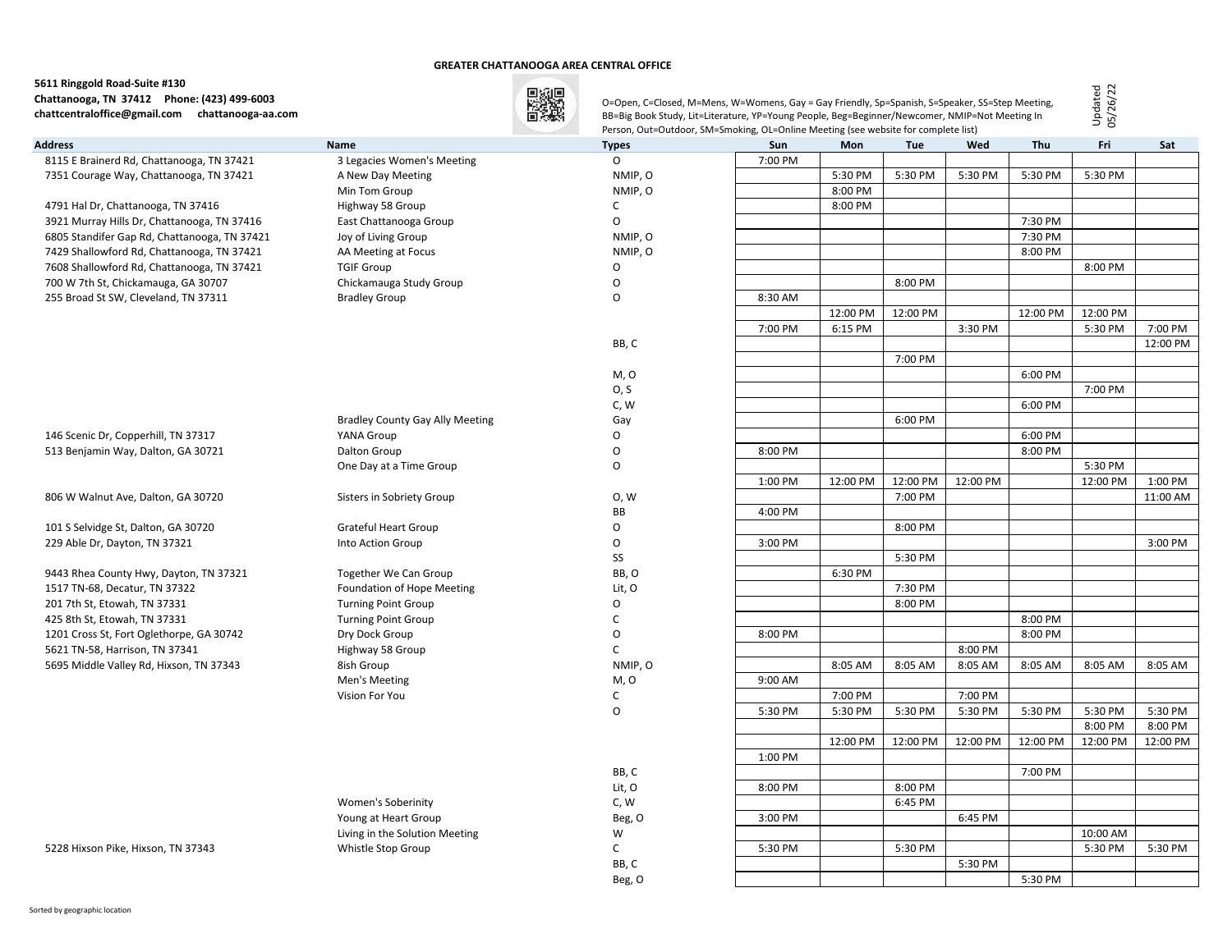**GREATER CHATTANOOGA AREA CENTRAL OFFICE**

**5611 Ringgold Road-Suite #130**
**Chattanooga, TN 37412 Phone: (423) 499-6003**
**chattcentraloffice@gmail.com chattanooga-aa.com**

O=Open, C=Closed, M=Mens, W=Womens, Gay = Gay Friendly, Sp=Spanish, S=Speaker, SS=Step Meeting, BB=Big Book Study, Lit=Literature, YP=Young People, Beg=Beginner/Newcomer, NMIP=Not Meeting In Person, Out=Outdoor, SM=Smoking, OL=Online Meeting (see website for complete list)

Updated 05/26/22

| Address | Name | Types | Sun | Mon | Tue | Wed | Thu | Fri | Sat |
|---|---|---|---|---|---|---|---|---|---|
| 8115 E Brainerd Rd, Chattanooga, TN 37421 | 3 Legacies Women's Meeting | O | 7:00 PM | | | | | | |
| 7351 Courage Way, Chattanooga, TN 37421 | A New Day Meeting | NMIP, O | | 5:30 PM | 5:30 PM | 5:30 PM | 5:30 PM | 5:30 PM | |
| | Min Tom Group | NMIP, O | | 8:00 PM | | | | | |
| 4791 Hal Dr, Chattanooga, TN 37416 | Highway 58 Group | C | | 8:00 PM | | | | | |
| 3921 Murray Hills Dr, Chattanooga, TN 37416 | East Chattanooga Group | O | | | | | 7:30 PM | | |
| 6805 Standifer Gap Rd, Chattanooga, TN 37421 | Joy of Living Group | NMIP, O | | | | | 7:30 PM | | |
| 7429 Shallowford Rd, Chattanooga, TN 37421 | AA Meeting at Focus | NMIP, O | | | | | 8:00 PM | | |
| 7608 Shallowford Rd, Chattanooga, TN 37421 | TGIF Group | O | | | | | | 8:00 PM | |
| 700 W 7th St, Chickamauga, GA 30707 | Chickamauga Study Group | O | | | 8:00 PM | | | | |
| 255 Broad St SW, Cleveland, TN 37311 | Bradley Group | O | 8:30 AM | | | | | | |
| | | | | 12:00 PM | 12:00 PM | | 12:00 PM | 12:00 PM | |
| | | | 7:00 PM | 6:15 PM | | 3:30 PM | | 5:30 PM | 7:00 PM |
| | | BB, C | | | | | | | 12:00 PM |
| | | | | | 7:00 PM | | | | |
| | | M, O | | | | | 6:00 PM | | |
| | | O, S | | | | | | 7:00 PM | |
| | | C, W | | | | | 6:00 PM | | |
| | Bradley County Gay Ally Meeting | Gay | | | 6:00 PM | | | | |
| 146 Scenic Dr, Copperhill, TN 37317 | YANA Group | O | | | | | 6:00 PM | | |
| 513 Benjamin Way, Dalton, GA 30721 | Dalton Group | O | 8:00 PM | | | | 8:00 PM | | |
| | One Day at a Time Group | O | | | | | | 5:30 PM | |
| | | | 1:00 PM | 12:00 PM | 12:00 PM | 12:00 PM | | 12:00 PM | 1:00 PM |
| 806 W Walnut Ave, Dalton, GA 30720 | Sisters in Sobriety Group | O, W | | | 7:00 PM | | | | 11:00 AM |
| | | BB | 4:00 PM | | | | | | |
| 101 S Selvidge St, Dalton, GA 30720 | Grateful Heart Group | O | | | 8:00 PM | | | | |
| 229 Able Dr, Dayton, TN 37321 | Into Action Group | O | 3:00 PM | | | | | | 3:00 PM |
| | | SS | | | 5:30 PM | | | | |
| 9443 Rhea County Hwy, Dayton, TN 37321 | Together We Can Group | BB, O | | 6:30 PM | | | | | |
| 1517 TN-68, Decatur, TN 37322 | Foundation of Hope Meeting | Lit, O | | | 7:30 PM | | | | |
| 201 7th St, Etowah, TN 37331 | Turning Point Group | O | | | 8:00 PM | | | | |
| 425 8th St, Etowah, TN 37331 | Turning Point Group | C | | | | | 8:00 PM | | |
| 1201 Cross St, Fort Oglethorpe, GA 30742 | Dry Dock Group | O | 8:00 PM | | | | 8:00 PM | | |
| 5621 TN-58, Harrison, TN 37341 | Highway 58 Group | C | | | | 8:00 PM | | | |
| 5695 Middle Valley Rd, Hixson, TN 37343 | 8ish Group | NMIP, O | | 8:05 AM | 8:05 AM | 8:05 AM | 8:05 AM | 8:05 AM | 8:05 AM |
| | Men's Meeting | M, O | 9:00 AM | | | | | | |
| | Vision For You | C | | 7:00 PM | | 7:00 PM | | | |
| | | O | 5:30 PM | 5:30 PM | 5:30 PM | 5:30 PM | 5:30 PM | 5:30 PM | 5:30 PM |
| | | | | | | | | 8:00 PM | 8:00 PM |
| | | | | 12:00 PM | 12:00 PM | 12:00 PM | 12:00 PM | 12:00 PM | 12:00 PM |
| | | | 1:00 PM | | | | | | |
| | | BB, C | | | | | 7:00 PM | | |
| | | Lit, O | 8:00 PM | | 8:00 PM | | | | |
| | Women's Soberinity | C, W | | | 6:45 PM | | | | |
| | Young at Heart Group | Beg, O | 3:00 PM | | | 6:45 PM | | | |
| | Living in the Solution Meeting | W | | | | | | 10:00 AM | |
| 5228 Hixson Pike, Hixson, TN 37343 | Whistle Stop Group | C | 5:30 PM | | 5:30 PM | | | 5:30 PM | 5:30 PM |
| | | BB, C | | | | 5:30 PM | | | |
| | | Beg, O | | | | | 5:30 PM | | |

Sorted by geographic location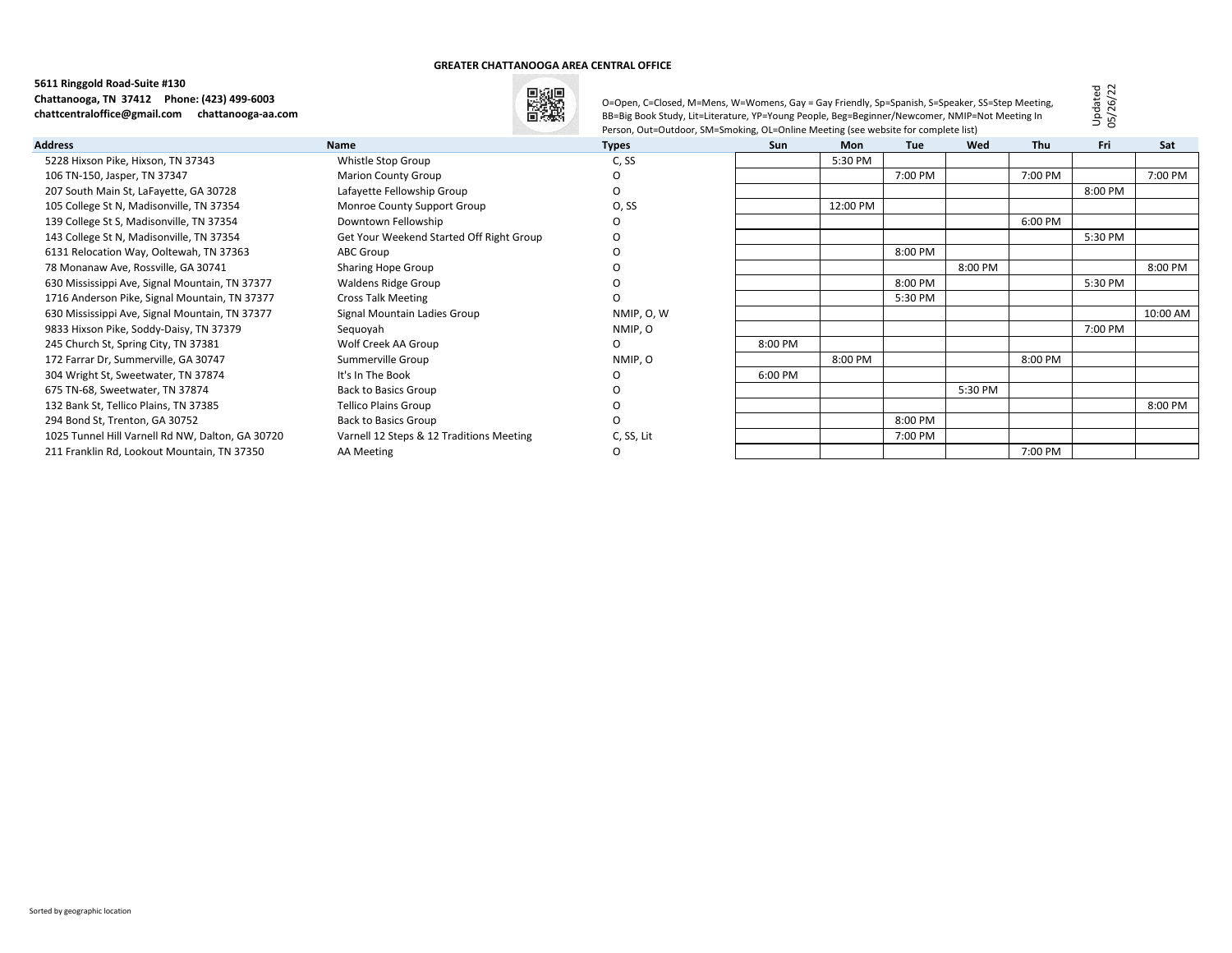**GREATER CHATTANOOGA AREA CENTRAL OFFICE**

**5611 Ringgold Road-Suite #130**
**Chattanooga, TN 37412 Phone: (423) 499-6003**
**chattcentraloffice@gmail.com chattanooga-aa.com**

O=Open, C=Closed, M=Mens, W=Womens, Gay = Gay Friendly, Sp=Spanish, S=Speaker, SS=Step Meeting, BB=Big Book Study, Lit=Literature, YP=Young People, Beg=Beginner/Newcomer, NMIP=Not Meeting In Person, Out=Outdoor, SM=Smoking, OL=Online Meeting (see website for complete list)

Updated 05/26/22

| Address | Name | Types | Sun | Mon | Tue | Wed | Thu | Fri | Sat |
|---|---|---|---|---|---|---|---|---|---|
| 5228 Hixson Pike, Hixson, TN 37343 | Whistle Stop Group | C, SS | | 5:30 PM | | | | | |
| 106 TN-150, Jasper, TN 37347 | Marion County Group | O | | | 7:00 PM | | 7:00 PM | | 7:00 PM |
| 207 South Main St, LaFayette, GA 30728 | Lafayette Fellowship Group | O | | | | | | 8:00 PM | |
| 105 College St N, Madisonville, TN 37354 | Monroe County Support Group | O, SS | | 12:00 PM | | | | | |
| 139 College St S, Madisonville, TN 37354 | Downtown Fellowship | O | | | | | 6:00 PM | | |
| 143 College St N, Madisonville, TN 37354 | Get Your Weekend Started Off Right Group | O | | | | | | 5:30 PM | |
| 6131 Relocation Way, Ooltewah, TN 37363 | ABC Group | O | | | 8:00 PM | | | | |
| 78 Monanaw Ave, Rossville, GA 30741 | Sharing Hope Group | O | | | | 8:00 PM | | | 8:00 PM |
| 630 Mississippi Ave, Signal Mountain, TN 37377 | Waldens Ridge Group | O | | | 8:00 PM | | | 5:30 PM | |
| 1716 Anderson Pike, Signal Mountain, TN 37377 | Cross Talk Meeting | O | | | 5:30 PM | | | | |
| 630 Mississippi Ave, Signal Mountain, TN 37377 | Signal Mountain Ladies Group | NMIP, O, W | | | | | | | 10:00 AM |
| 9833 Hixson Pike, Soddy-Daisy, TN 37379 | Sequoyah | NMIP, O | | | | | | 7:00 PM | |
| 245 Church St, Spring City, TN 37381 | Wolf Creek AA Group | O | 8:00 PM | | | | | | |
| 172 Farrar Dr, Summerville, GA 30747 | Summerville Group | NMIP, O | | 8:00 PM | | | 8:00 PM | | |
| 304 Wright St, Sweetwater, TN 37874 | It's In The Book | O | 6:00 PM | | | | | | |
| 675 TN-68, Sweetwater, TN 37874 | Back to Basics Group | O | | | | 5:30 PM | | | |
| 132 Bank St, Tellico Plains, TN 37385 | Tellico Plains Group | O | | | | | | | 8:00 PM |
| 294 Bond St, Trenton, GA 30752 | Back to Basics Group | O | | | 8:00 PM | | | | |
| 1025 Tunnel Hill Varnell Rd NW, Dalton, GA 30720 | Varnell 12 Steps & 12 Traditions Meeting | C, SS, Lit | | | 7:00 PM | | | | |
| 211 Franklin Rd, Lookout Mountain, TN 37350 | AA Meeting | O | | | | | 7:00 PM | | |

Sorted by geographic location